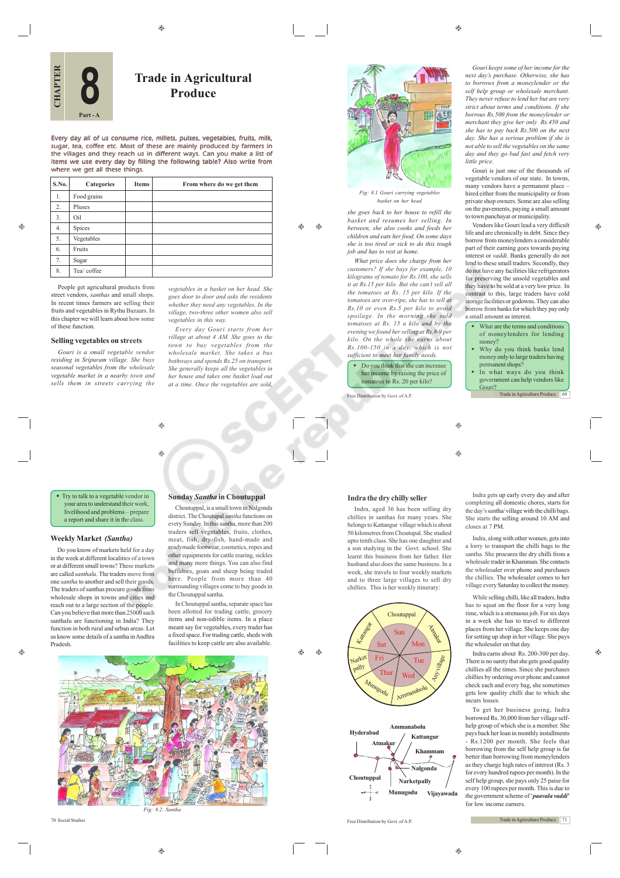# CHAPTER 8 Part - A

# Trade in Agricultural Produce

**Every day all of us consume rice, millets, pulses, vegetables, fruits, milk, sugar, tea, coffee etc. Most of these are mainly produced by farmers in the villages and they reach us in different ways. Can you make a list of items we use every day by filling the following table? Also write from where we get all these things.**

| S.No. | Categories | Items | From where do we get them |
|---|---|---|---|
| 1. | Food grains | | |
| 2. | Pluses | | |
| 3. | Oil | | |
| 4. | Spices | | |
| 5. | Vegetables | | |
| 6. | Fruits | | |
| 7. | Sugar | | |
| 8. | Tea/ coffee | | |

People get agricultural products from street vendors, *santhas* and small shops. In recent times farmers are selling their fruits and vegetables in Rythu Bazaars. In this chapter we will learn about how some of these function.

## Selling vegetables on streets

*Gouri is a small vegetable vendor residing in Sripuram village. She buys seasonal vegetables from the wholesale vegetable market in a nearby town and sells them in streets carrying the vegetables in a basket on her head. She goes door to door and asks the residents whether they need any vegetables. In the village, two-three other women also sell vegetables in this way.*

*Every day Gouri starts from her village at about 4 AM. She goes to the town to buy vegetables from the wholesale market. She takes a bus bothways and spends Rs.25 on transport. She generally keeps all the vegetables in her house and takes one basket load out at a time. Once the vegetables are sold, she goes back to her house to refill the basket and resumes her selling. In between, she also cooks and feeds her children and eats her food. On some days she is too tired or sick to do this tough job and has to rest at home.*

Fig: 8.1 Gouri carrying vegetables basket on her head

*What price does she charge from her customers? If she buys for example, 10 kilograms of tomato for Rs.100, she sells it at Rs.15 per kilo. But she can't sell all the tomatoes at Rs. 15 per kilo. If the tomatoes are over-ripe, she has to sell at Rs.10 or even Rs.5 per kilo to avoid spoilage. In the morning she sold tomatoes at Rs. 15 a kilo and by the evening we found her selling at Rs.8-9 per kilo. On the whole she earns about Rs.100-150 in a day, which is not sufficient to meet her family needs.*

- Do you think that she can increase her income by raising the price of tomatoes to Rs. 20 per kilo?

*Gouri keeps some of her income for the next day's purchase. Otherwise, she has to borrows from a moneylender or the self help group or wholesale merchant. They never refuse to lend her but are very strict about terms and conditions. If she borrows Rs.500 from the moneylender or merchant they give her only Rs.450 and she has to pay back Rs.500 on the next day. She has a serious problem if she is not able to sell the vegetables on the same day and they go bad fast and fetch very little price.*

Gouri is just one of the thousands of vegetable vendors of our state. In towns, many vendors have a permanent place – hired either from the municipality or from private shop owners. Some are also selling on the pavements, paying a small amount to town panchayat or municipality.

Vendors like Gouri lead a very difficult life and are chronically in debt. Since they borrow from moneylenders a considerable part of their earning goes towards paying interest or *vaddi*. Banks generally do not lend to these small traders. Secondly, they do not have any facilities like refrigerators for preserving the unsold vegetables and they have to be sold at a very low price. In contrast to this, large traders have cold storage facilities or godowns. They can also borrow from banks for which they pay only a small amount as interest.

- What are the terms and conditions of moneylenders for lending money?
- Why do you think banks lend money only to large traders having permanent shops?
- In what ways do you think government can help vendors like Gouri?

- Try to talk to a vegetable vendor in your area to understand their work, livelihood and problems – prepare a report and share it in the class.

## Weekly Market *(Santha)*

Do you know of markets held for a day in the weekly different localities of a town or at different small towns? These markets are called *santhalu*. The traders move from one *santha* to another and sell their goods. The traders of santhas procure goods from wholesale shops in towns and cities and reach out to a large section of the people. Can you believe that more than 25000 such santhalu are functioning in India? They function in both rural and urban areas. Let us know some details of a santha in Andhra Pradesh.

## Sunday *Santha* in Choutuppal

Choutuppal, is a small town in Nalgonda district. The Choutupal *santha* functions on every Sunday. In this santha, more than 200 traders sell vegetables, fruits, clothes, meat, fish, dry-fish, hand-made and readymade footwear, cosmetics, ropes and other equipments for cattle rearing, sickles and many more things. You can also find buffaloes, goats and sheep being traded here. People from more than 40 surrounding villages come to buy goods in the Choutuppal santha.

In Choutuppal santha, separate space has been allotted for trading cattle, grocery items and non-edible items. In a place meant say for vegetables, every trader has a fixed space. For trading cattle, sheds with facilities to keep cattle are also available.

Fig: 8.2. Santha

## Indra the dry chilly seller

Indra, aged 36 has been selling dry chillies in santhas for many years. She belongs to Kattangur village which is about 50 kilometres from Choutpal. She studied upto tenth class. She has one daughter and a son studying in the Govt. school. She learnt this business from her father. Her husband also does the same business. In a week, she travels to four weekly markets and to three large villages to sell dry chillies. This is her weekly itinerary:

Choutuppal – Sun; Atmakur – Mon; Any village – Tue; Ammanabolu – Wed; Munugodu – Thur; Narketpally – Fri; Kattangur – Sat

Indra gets up early every day and after completing all domestic chores, starts for the day's santha/ village with the chilli bags. She starts the selling around 10 AM and closes at 7 PM.

Indra, along with other women, gets into a lorry to transport the chilli bags to the santha. She procures the dry chilli from a wholesale trader in Khammam. She contacts the wholesaler over phone and purchases the chillies. The wholesaler comes to her village every Saturday to collect the money.

While selling chilli, like all traders, Indra has to squat on the floor for a very long time, which is a strenuous job. For six days in a week she has to travel to different places from her village. She keeps one day for setting up shop in her village. She pays the wholesaler on that day.

Indra earns about Rs. 200-300 per day. There is no surety that she gets good quality chillies all the times. Since she purchases chillies by ordering over phone and cannot check each and every bag, she sometimes gets low quality chilli due to which she incurs losses.

To get her business going, Indra borrowed Rs. 30,000 from her village self-help group of which she is a member. She pays back her loan in monthly installments - Rs.1200 per month. She feels that borrowing from the self help group is far better than borrowing from moneylenders as they charge high rates of interest (Rs. 3 for every hundred rupees per month). In the self help group, she pays only 25 paise for every 100 rupees per month. This is due to the government scheme of '***paavala vaddi***' for low income earners.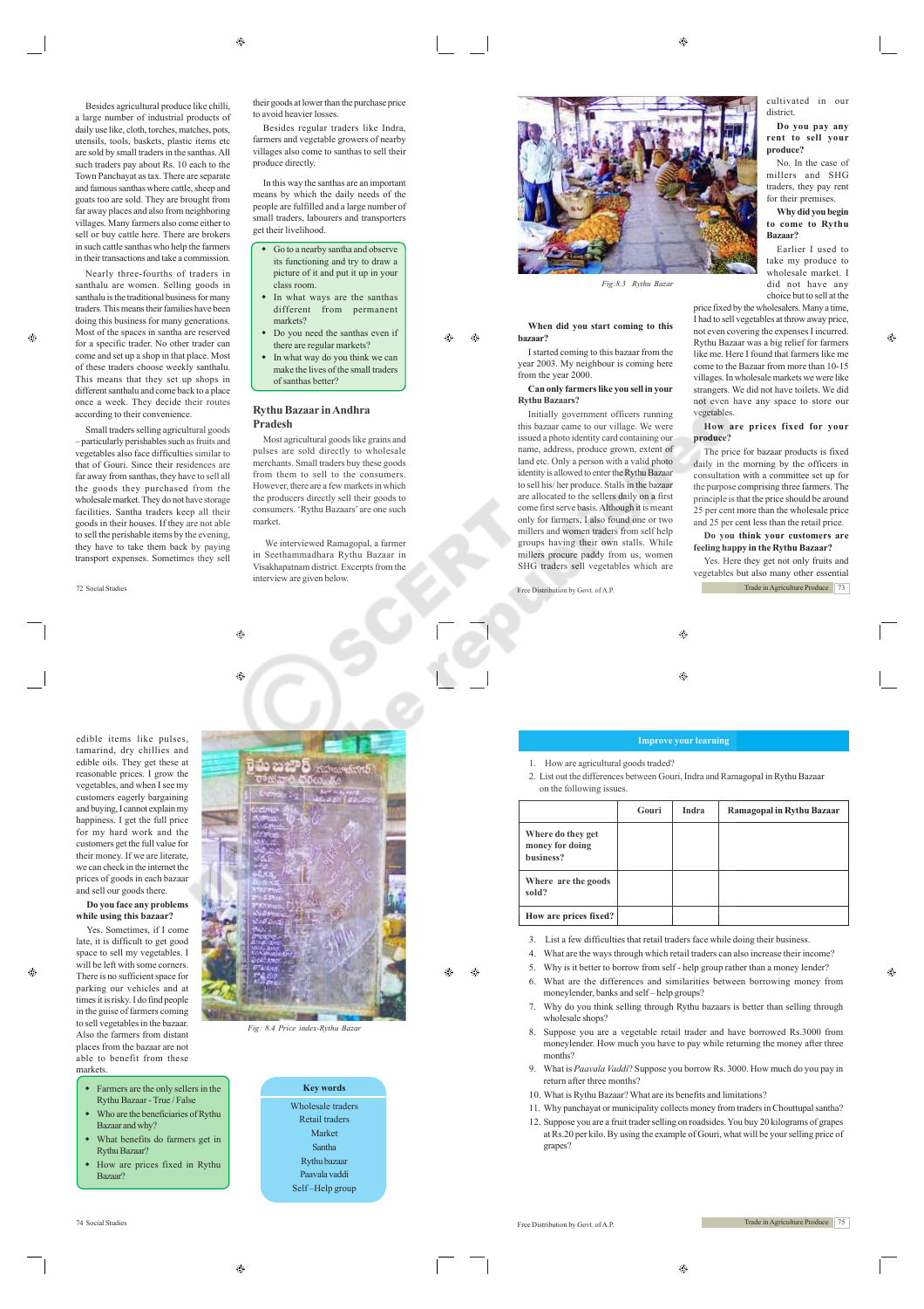Besides agricultural produce like chilli, a large number of industrial products of daily use like, cloth, torches, matches, pots, utensils, tools, baskets, plastic items etc are sold by small traders in the santhas. All such traders pay about Rs. 10 each to the Town Panchayat as tax. There are separate and famous santhas where cattle, sheep and goats too are sold. They are brought from far away places and also from neighboring villages. Many farmers also come either to sell or buy cattle here. There are brokers in such cattle santhas who help the farmers in their transactions and take a commission.

Nearly three-fourths of traders in santhalu are women. Selling goods in santhalu is the traditional business for many traders. This means that their families have been doing this business for many generations. Most of the spaces in santha are reserved for a specific trader. No other trader can come and set up a shop in that place. Most of these traders choose weekly santhalu. This means that they set up shops in different santhalu and come back to a place once a week. They decide their routes according to their convenience.

Small traders selling agricultural goods – particularly perishables such as fruits and vegetables also face difficulties similar to that of Gouri. Since their residences are far away from santhas, they have to sell all the goods they purchased from the wholesale market. They do not have storage facilities. Santha traders keep all their goods in their houses. If they are not able to sell the perishable items by the evening, they have to take them back by paying transport expenses. Sometimes they sell their goods at lower than the purchase price to avoid heavier losses.

Besides regular traders like Indra, farmers and vegetable growers of nearby villages also come to santhas to sell their produce directly.

In this way the santhas are an important means by which the daily needs of the people are fulfilled and a large number of small traders, labourers and transporters get their livelihood.

- Go to a nearby santha and observe its functioning and try to draw a picture of it and put it up in your class room.
- In what ways are the santhas different from permanent markets?
- Do you need the santhas even if there are regular markets?
- In what way do you think we can make the lives of the small traders of santhas better?

## Rythu Bazaar in Andhra Pradesh

Most agricultural goods like grains and pulses are sold directly to wholesale merchants. Small traders buy these goods from them to sell to the consumers. However, there are a few markets in which the producers directly sell their goods to consumers. 'Rythu Bazaars' are one such market.

We interviewed Ramagopal, a farmer in Seethammadhara Rythu Bazaar in Visakhapatnam district. Excerpts from the interview are given below.

Fig:8.3 Rythu Bazar

**When did you start coming to this bazaar?**

I started coming to this bazaar from the year 2003. My neighbour is coming here from the year 2000.

**Can only farmers like you sell in your Rythu Bazaars?**

Initially government officers running this bazaar came to our village. We were issued a photo identity card containing our name, address, produce grown, extent of land etc. Only a person with a valid photo identity is allowed to enter the Rythu Bazaar to sell his/ her produce. Stalls in the bazaar are allocated to the sellers daily on a first come first serve basis. Although it is meant only for farmers, I also found one or two millers and women traders from self help groups having their own stalls. While millers procure paddy from us, women SHG traders sell vegetables which are cultivated in our district.

**Do you pay any rent to sell your produce?**

No. In the case of millers and SHG traders, they pay rent for their premises.

**Why did you begin to come to Rythu Bazaar?**

Earlier I used to take my produce to wholesale market. I did not have any choice but to sell at the price fixed by the wholesalers. Many a time, I had to sell vegetables at throw away price, not even covering the expenses I incurred. Rythu Bazaar was a big relief for farmers like me. Here I found that farmers like me come to the Bazaar from more than 10-15 villages. In wholesale markets we were like strangers. We did not have toilets. We did not even have any space to store our vegetables.

**How are prices fixed for your produce?**

The price for bazaar products is fixed daily in the morning by the officers in consultation with a committee set up for the purpose comprising three farmers. The principle is that the price should be around 25 per cent more than the wholesale price and 25 per cent less than the retail price.

**Do you think your customers are feeling happy in the Rythu Bazaar?**

Yes. Here they get not only fruits and vegetables but also many other essential edible items like pulses, tamarind, dry chillies and edible oils. They get these at reasonable prices. I grow the vegetables, and when I see my customers eagerly bargaining and buying, I cannot explain my happiness. I get the full price for my hard work and the customers get the full value for their money. If we are literate, we can check in the internet the prices of goods in each bazaar and sell our goods there.

**Do you face any problems while using this bazaar?**

Yes. Sometimes, if I come late, it is difficult to get good space to sell my vegetables. I will be left with some corners. There is no sufficient space for parking our vehicles and at times it is risky. I do find people in the guise of farmers coming to sell vegetables in the bazaar. Also the farmers from distant places from the bazaar are not able to benefit from these markets.

Fig: 8.4 Price index-Rythu Bazar

- Farmers are the only sellers in the Rythu Bazaar - True / False
- Who are the beneficiaries of Rythu Bazaar and why?
- What benefits do farmers get in Rythu Bazaar?
- How are prices fixed in Rythu Bazaar?

**Key words**

Wholesale traders
Retail traders
Market
Santha
Rythu bazaar
Paavala vaddi
Self –Help group

## Improve your learning

1. How are agricultural goods traded?
2. List out the differences between Gouri, Indra and Ramagopal in Rythu Bazaar on the following issues.

| | Gouri | Indra | Ramagopal in Rythu Bazaar |
|---|---|---|---|
| Where do they get money for doing business? | | | |
| Where are the goods sold? | | | |
| How are prices fixed? | | | |

3. List a few difficulties that retail traders face while doing their business.
4. What are the ways through which retail traders can also increase their income?
5. Why is it better to borrow from self - help group rather than a money lender?
6. What are the differences and similarities between borrowing money from moneylender, banks and self – help groups?
7. Why do you think selling through Rythu bazaars is better than selling through wholesale shops?
8. Suppose you are a vegetable retail trader and have borrowed Rs.3000 from moneylender. How much you have to pay while returning the money after three months?
9. What is *Paavala Vaddi*? Suppose you borrow Rs. 3000. How much do you pay in return after three months?
10. What is Rythu Bazaar? What are its benefits and limitations?
11. Why panchayat or municipality collects money from traders in Chouttupal santha?
12. Suppose you are a fruit trader selling on roadsides. You buy 20 kilograms of grapes at Rs.20 per kilo. By using the example of Gouri, what will be your selling price of grapes?